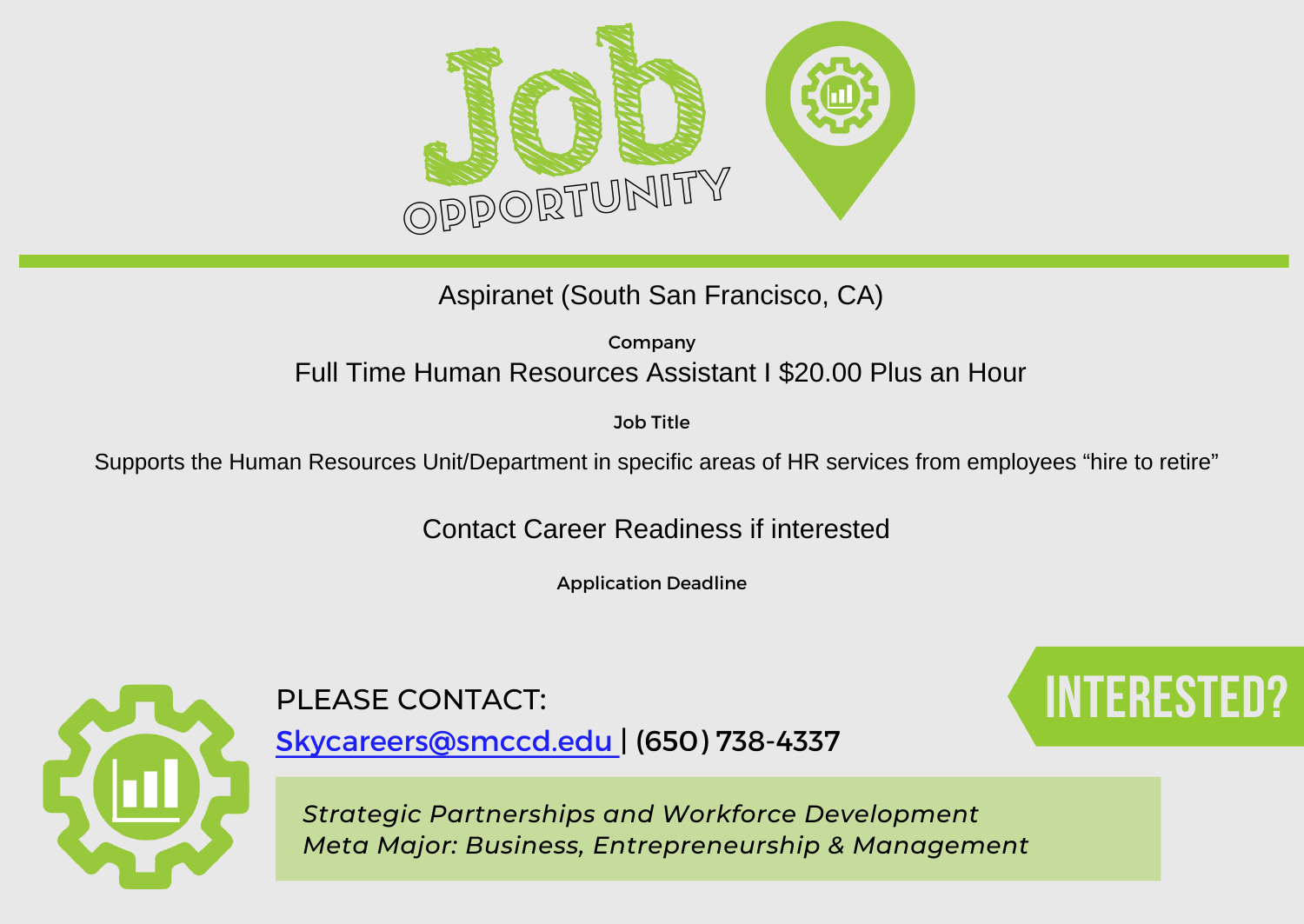# Job Opportunity

Aspiranet (South San Francisco, CA)

**Company**

Full Time Human Resources Assistant I $20.00 Plus an Hour

**Job Title**

Supports the Human Resources Unit/Department in specific areas of HR services from employees “hire to retire”

Contact Career Readiness if interested

**Application Deadline**

**INTERESTED?**

PLEASE CONTACT:

[Skycareers@smccd.edu](mailto:Skycareers@smccd.edu) | (650) 738-4337

*Strategic Partnerships and Workforce Development*
*Meta Major: Business, Entrepreneurship & Management*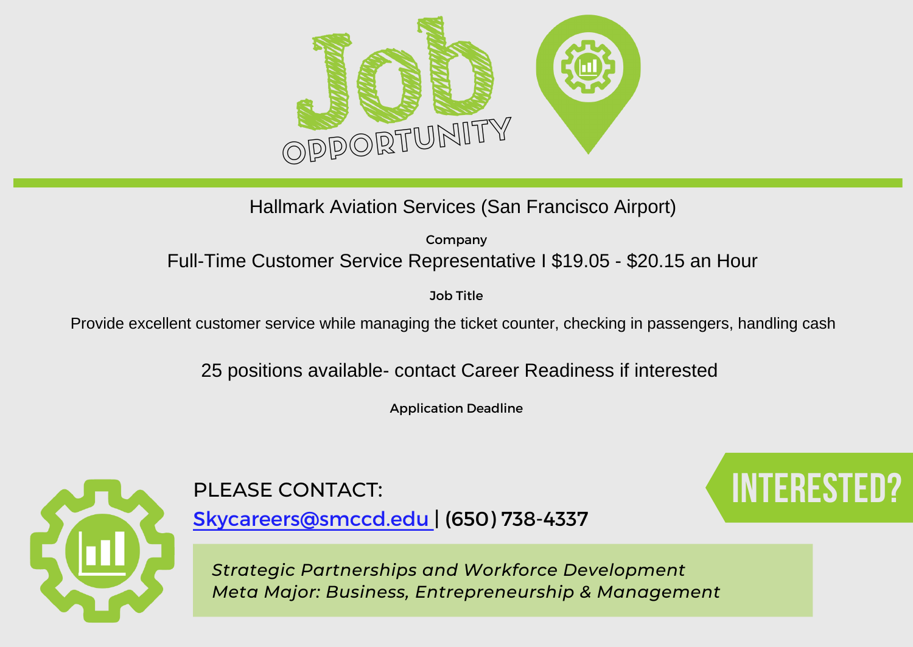# Job OPPORTUNITY

Hallmark Aviation Services (San Francisco Airport)

Company

Full-Time Customer Service Representative I $19.05 - $20.15 an Hour

Job Title

Provide excellent customer service while managing the ticket counter, checking in passengers, handling cash

25 positions available- contact Career Readiness if interested

Application Deadline

PLEASE CONTACT:

Skycareers@smccd.edu | (650) 738-4337

INTERESTED?

*Strategic Partnerships and Workforce Development*
*Meta Major: Business, Entrepreneurship & Management*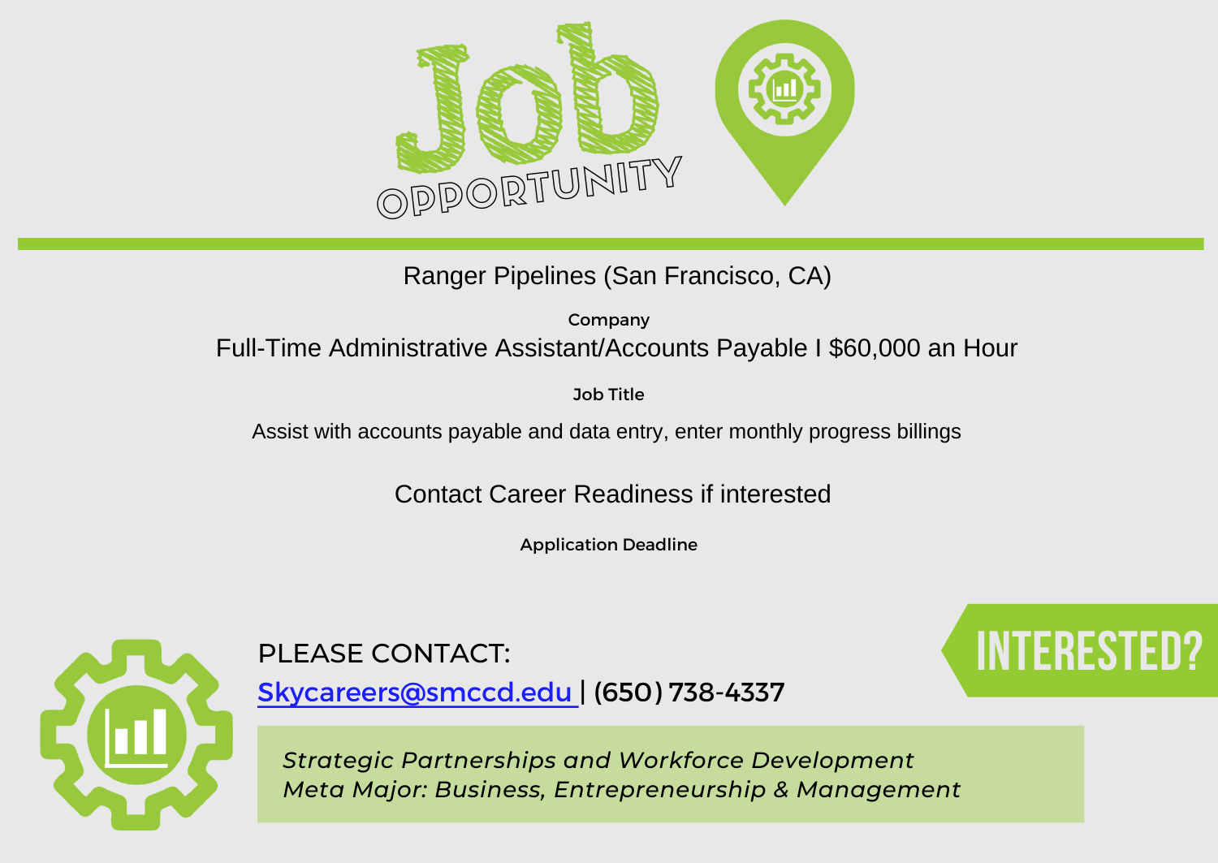# Job OPPORTUNITY

Ranger Pipelines (San Francisco, CA)

**Company**

Full-Time Administrative Assistant/Accounts Payable I $60,000 an Hour

**Job Title**

Assist with accounts payable and data entry, enter monthly progress billings

Contact Career Readiness if interested

**Application Deadline**

PLEASE CONTACT:

Skycareers@smccd.edu | (650) 738-4337

INTERESTED?

*Strategic Partnerships and Workforce Development*
*Meta Major: Business, Entrepreneurship & Management*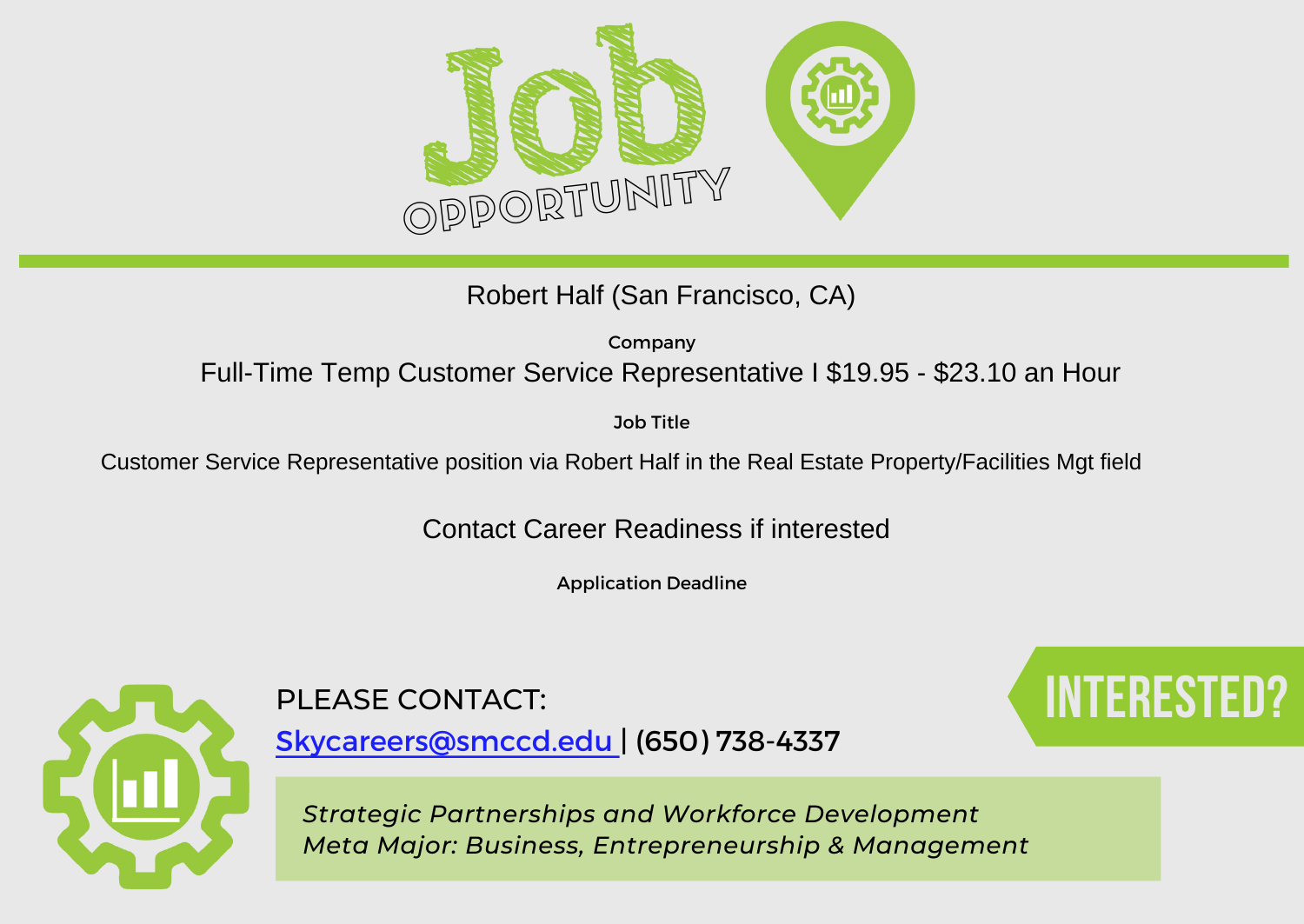# Job OPPORTUNITY

Robert Half (San Francisco, CA)

**Company**

Full-Time Temp Customer Service Representative I $19.95 - $23.10 an Hour

**Job Title**

Customer Service Representative position via Robert Half in the Real Estate Property/Facilities Mgt field

Contact Career Readiness if interested

**Application Deadline**

PLEASE CONTACT:

[Skycareers@smccd.edu](mailto:Skycareers@smccd.edu) | (650) 738-4337

INTERESTED?

*Strategic Partnerships and Workforce Development*
*Meta Major: Business, Entrepreneurship & Management*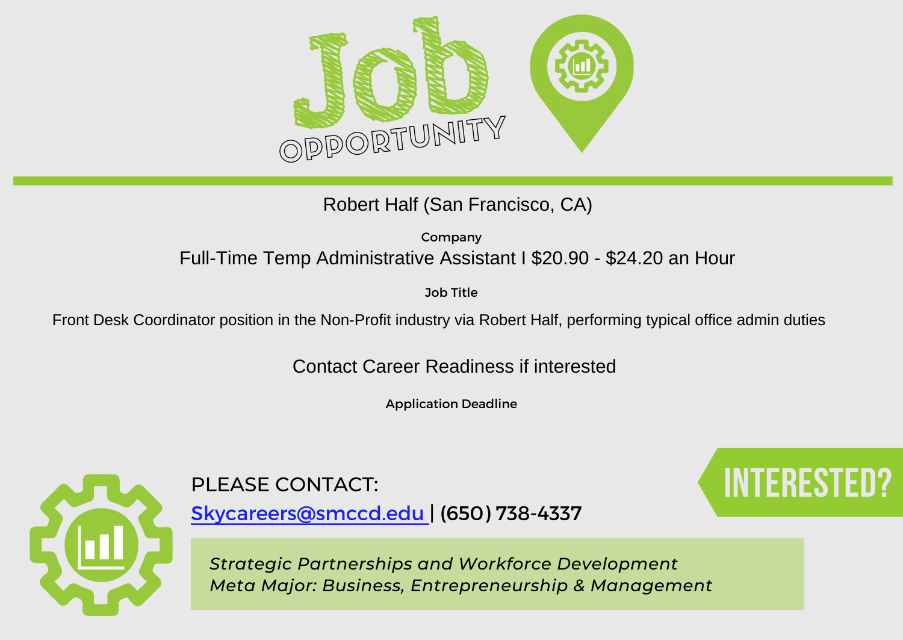# Job Opportunity

Robert Half (San Francisco, CA)

Company

Full-Time Temp Administrative Assistant I $20.90 - $24.20 an Hour

Job Title

Front Desk Coordinator position in the Non-Profit industry via Robert Half, performing typical office admin duties

Contact Career Readiness if interested

Application Deadline

INTERESTED?

PLEASE CONTACT:

Skycareers@smccd.edu | (650) 738-4337

*Strategic Partnerships and Workforce Development*
*Meta Major: Business, Entrepreneurship & Management*